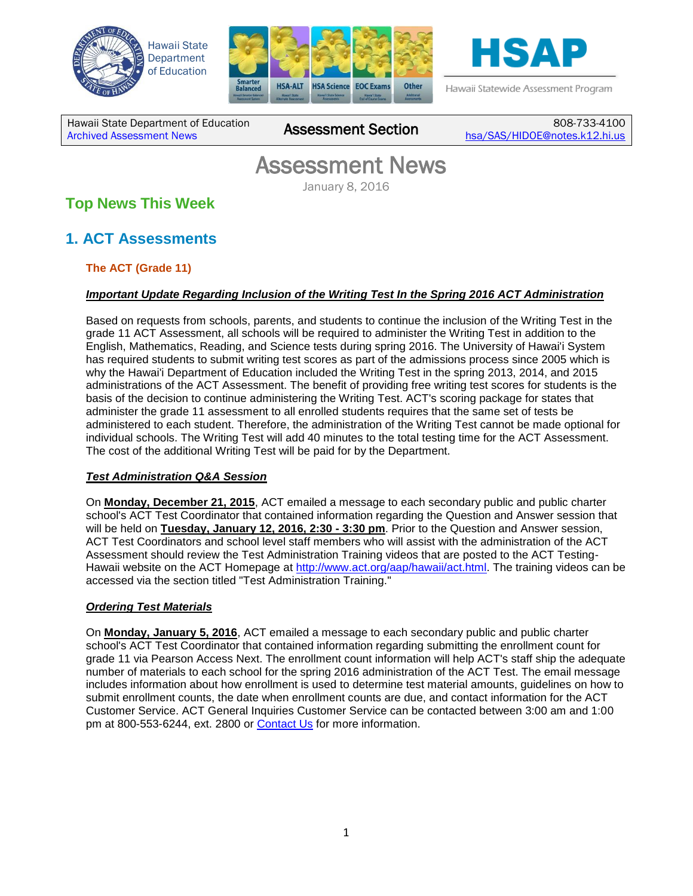Hawaii State Department of Education

HSAP

Hawaii Statewide Assessment Program

| Hawaii State Department of Education<br>Archived Assessment News | Assessment Section | 808-733-4100<br>hsa/SAS/HIDOE@notes.k12.hi.us |
|---|---|---|

# Assessment News

January 8, 2016

## Top News This Week

## 1. ACT Assessments

### The ACT (Grade 11)

***Important Update Regarding Inclusion of the Writing Test In the Spring 2016 ACT Administration***

Based on requests from schools, parents, and students to continue the inclusion of the Writing Test in the grade 11 ACT Assessment, all schools will be required to administer the Writing Test in addition to the English, Mathematics, Reading, and Science tests during spring 2016. The University of Hawai'i System has required students to submit writing test scores as part of the admissions process since 2005 which is why the Hawai'i Department of Education included the Writing Test in the spring 2013, 2014, and 2015 administrations of the ACT Assessment. The benefit of providing free writing test scores for students is the basis of the decision to continue administering the Writing Test. ACT's scoring package for states that administer the grade 11 assessment to all enrolled students requires that the same set of tests be administered to each student. Therefore, the administration of the Writing Test cannot be made optional for individual schools. The Writing Test will add 40 minutes to the total testing time for the ACT Assessment. The cost of the additional Writing Test will be paid for by the Department.

***Test Administration Q&A Session***

On **Monday, December 21, 2015**, ACT emailed a message to each secondary public and public charter school's ACT Test Coordinator that contained information regarding the Question and Answer session that will be held on **Tuesday, January 12, 2016, 2:30 - 3:30 pm**. Prior to the Question and Answer session, ACT Test Coordinators and school level staff members who will assist with the administration of the ACT Assessment should review the Test Administration Training videos that are posted to the ACT Testing-Hawaii website on the ACT Homepage at http://www.act.org/aap/hawaii/act.html. The training videos can be accessed via the section titled "Test Administration Training."

***Ordering Test Materials***

On **Monday, January 5, 2016**, ACT emailed a message to each secondary public and public charter school's ACT Test Coordinator that contained information regarding submitting the enrollment count for grade 11 via Pearson Access Next. The enrollment count information will help ACT's staff ship the adequate number of materials to each school for the spring 2016 administration of the ACT Test. The email message includes information about how enrollment is used to determine test material amounts, guidelines on how to submit enrollment counts, the date when enrollment counts are due, and contact information for the ACT Customer Service. ACT General Inquiries Customer Service can be contacted between 3:00 am and 1:00 pm at 800-553-6244, ext. 2800 or Contact Us for more information.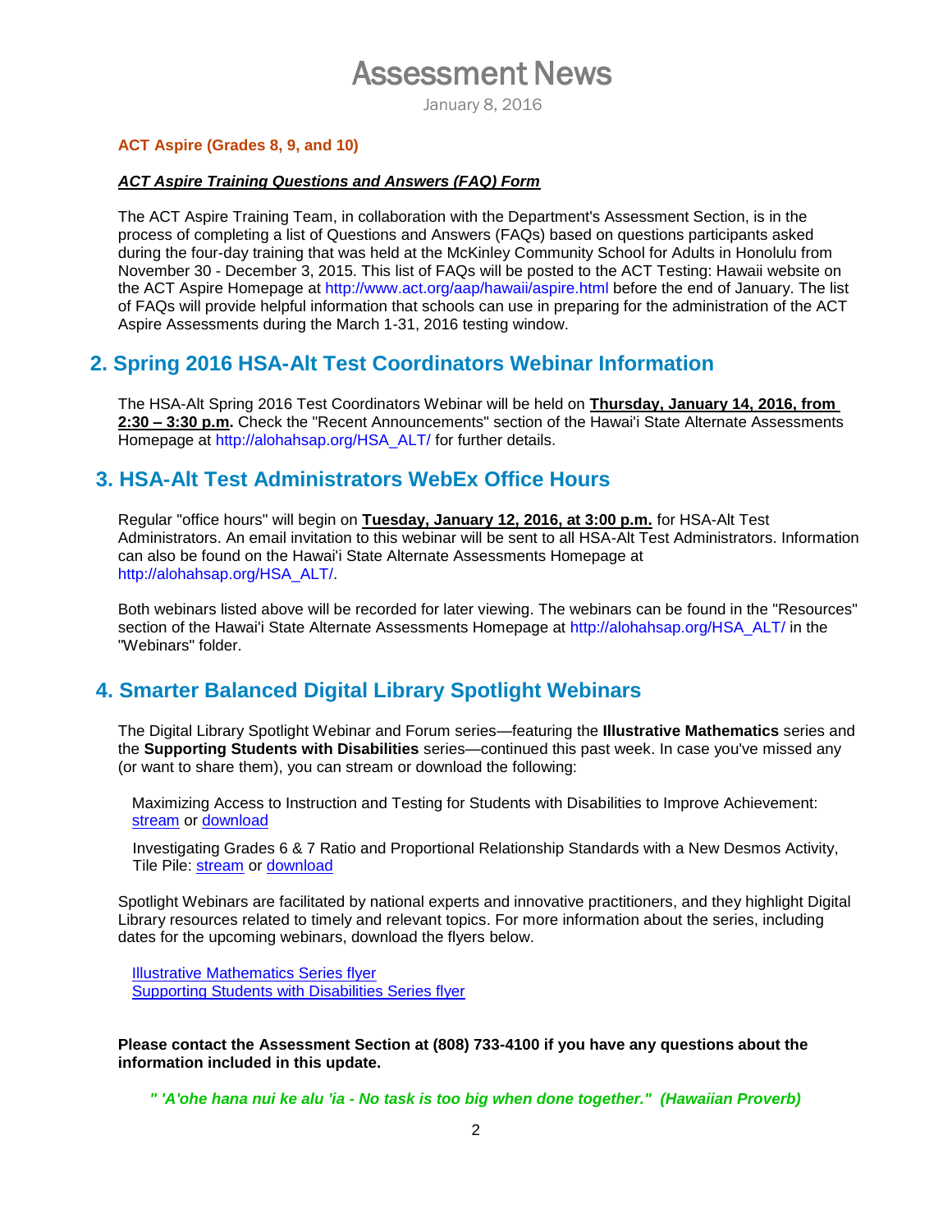# Assessment News

January 8, 2016

**ACT Aspire (Grades 8, 9, and 10)**

***ACT Aspire Training Questions and Answers (FAQ) Form***

The ACT Aspire Training Team, in collaboration with the Department's Assessment Section, is in the process of completing a list of Questions and Answers (FAQs) based on questions participants asked during the four-day training that was held at the McKinley Community School for Adults in Honolulu from November 30 - December 3, 2015. This list of FAQs will be posted to the ACT Testing: Hawaii website on the ACT Aspire Homepage at http://www.act.org/aap/hawaii/aspire.html before the end of January. The list of FAQs will provide helpful information that schools can use in preparing for the administration of the ACT Aspire Assessments during the March 1-31, 2016 testing window.

## 2. Spring 2016 HSA-Alt Test Coordinators Webinar Information

The HSA-Alt Spring 2016 Test Coordinators Webinar will be held on **Thursday, January 14, 2016, from 2:30 – 3:30 p.m.** Check the "Recent Announcements" section of the Hawai'i State Alternate Assessments Homepage at http://alohahsap.org/HSA_ALT/ for further details.

## 3. HSA-Alt Test Administrators WebEx Office Hours

Regular "office hours" will begin on **Tuesday, January 12, 2016, at 3:00 p.m.** for HSA-Alt Test Administrators. An email invitation to this webinar will be sent to all HSA-Alt Test Administrators. Information can also be found on the Hawai'i State Alternate Assessments Homepage at http://alohahsap.org/HSA_ALT/.

Both webinars listed above will be recorded for later viewing. The webinars can be found in the "Resources" section of the Hawai'i State Alternate Assessments Homepage at http://alohahsap.org/HSA_ALT/ in the "Webinars" folder.

## 4. Smarter Balanced Digital Library Spotlight Webinars

The Digital Library Spotlight Webinar and Forum series—featuring the **Illustrative Mathematics** series and the **Supporting Students with Disabilities** series—continued this past week. In case you've missed any (or want to share them), you can stream or download the following:

Maximizing Access to Instruction and Testing for Students with Disabilities to Improve Achievement: stream or download

Investigating Grades 6 & 7 Ratio and Proportional Relationship Standards with a New Desmos Activity, Tile Pile: stream or download

Spotlight Webinars are facilitated by national experts and innovative practitioners, and they highlight Digital Library resources related to timely and relevant topics. For more information about the series, including dates for the upcoming webinars, download the flyers below.

Illustrative Mathematics Series flyer
Supporting Students with Disabilities Series flyer

**Please contact the Assessment Section at (808) 733-4100 if you have any questions about the information included in this update.**

***" 'A'ohe hana nui ke alu 'ia - No task is too big when done together." (Hawaiian Proverb)***